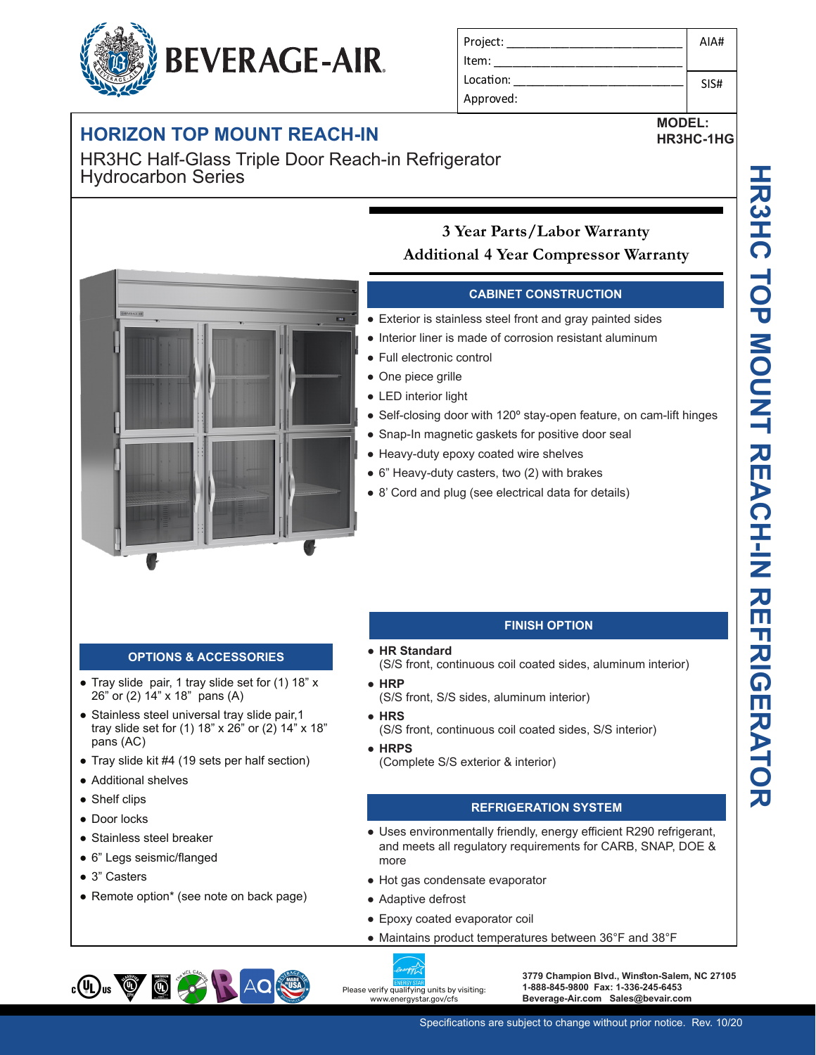BEVERAGE-AIR

| Project: | AIA# |
| --- | --- |
| Item: | |
| Location: | SIS# |
| Approved: | |

## HORIZON TOP MOUNT REACH-IN

**MODEL:** **HR3HC-1HG**

HR3HC Half-Glass Triple Door Reach-in Refrigerator
Hydrocarbon Series

**3 Year Parts/Labor Warranty**
**Additional 4 Year Compressor Warranty**

### CABINET CONSTRUCTION

- Exterior is stainless steel front and gray painted sides
- Interior liner is made of corrosion resistant aluminum
- Full electronic control
- One piece grille
- LED interior light
- Self-closing door with 120º stay-open feature, on cam-lift hinges
- Snap-In magnetic gaskets for positive door seal
- Heavy-duty epoxy coated wire shelves
- 6" Heavy-duty casters, two (2) with brakes
- 8' Cord and plug (see electrical data for details)

### OPTIONS & ACCESSORIES

- Tray slide pair, 1 tray slide set for (1) 18" x 26" or (2) 14" x 18" pans (A)
- Stainless steel universal tray slide pair,1 tray slide set for (1) 18" x 26" or (2) 14" x 18" pans (AC)
- Tray slide kit #4 (19 sets per half section)
- Additional shelves
- Shelf clips
- Door locks
- Stainless steel breaker
- 6" Legs seismic/flanged
- 3" Casters
- Remote option* (see note on back page)

### FINISH OPTION

- **HR Standard**
  (S/S front, continuous coil coated sides, aluminum interior)
- **HRP**
  (S/S front, S/S sides, aluminum interior)
- **HRS**
  (S/S front, continuous coil coated sides, S/S interior)
- **HRPS**
  (Complete S/S exterior & interior)

### REFRIGERATION SYSTEM

- Uses environmentally friendly, energy efficient R290 refrigerant, and meets all regulatory requirements for CARB, SNAP, DOE & more
- Hot gas condensate evaporator
- Adaptive defrost
- Epoxy coated evaporator coil
- Maintains product temperatures between 36°F and 38°F

HR3HC TOP MOUNT REACH-IN REFRIGERATOR

Please verify qualifying units by visiting: www.energystar.gov/cfs

3779 Champion Blvd., Winston-Salem, NC 27105
1-888-845-9800 Fax: 1-336-245-6453
Beverage-Air.com Sales@bevair.com

Specifications are subject to change without prior notice. Rev. 10/20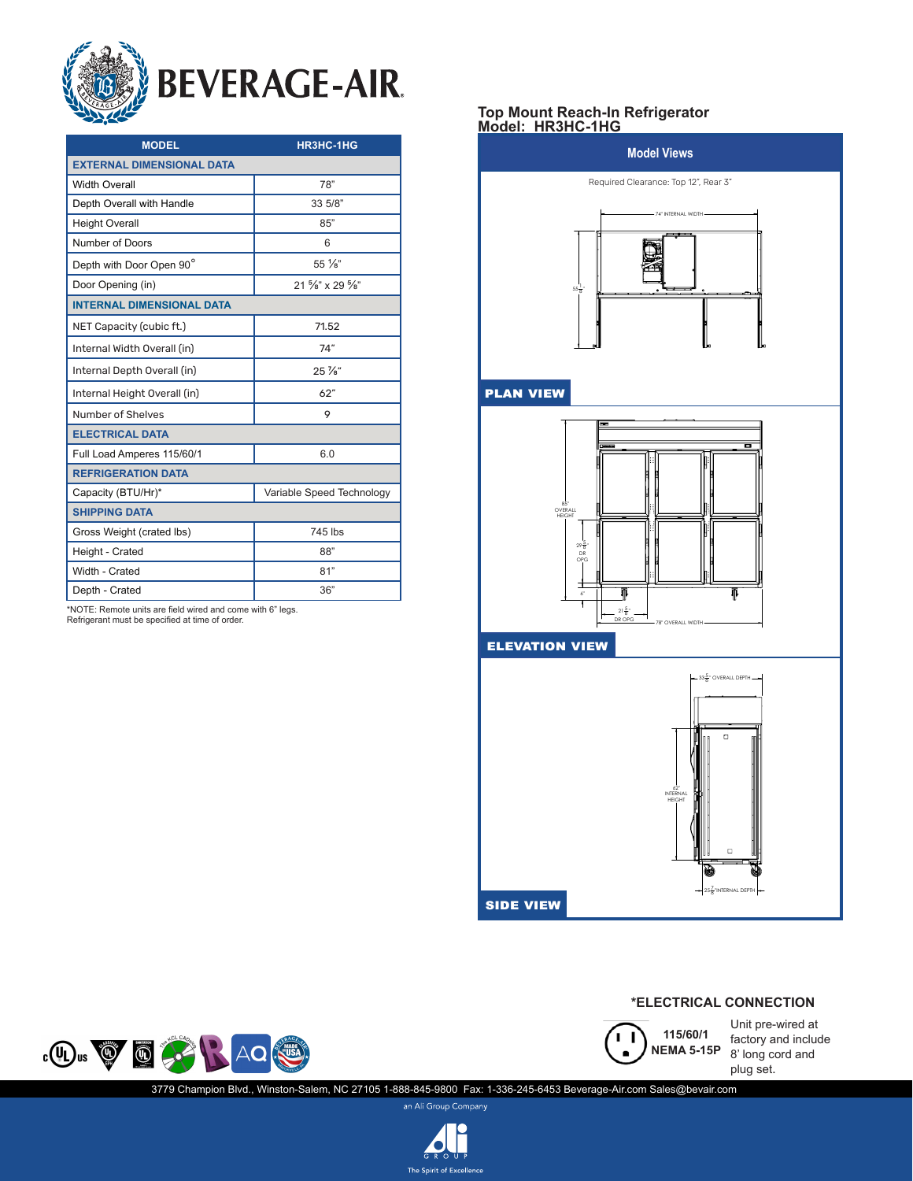# BEVERAGE-AIR

| MODEL | HR3HC-1HG |
|---|---|
| **EXTERNAL DIMENSIONAL DATA** | |
| Width Overall | 78" |
| Depth Overall with Handle | 33 5/8" |
| Height Overall | 85" |
| Number of Doors | 6 |
| Depth with Door Open 90° | 55 ⅛" |
| Door Opening (in) | 21 ⅝" x 29 ⅝" |
| **INTERNAL DIMENSIONAL DATA** | |
| NET Capacity (cubic ft.) | 71.52 |
| Internal Width Overall (in) | 74" |
| Internal Depth Overall (in) | 25 ⅞" |
| Internal Height Overall (in) | 62" |
| Number of Shelves | 9 |
| **ELECTRICAL DATA** | |
| Full Load Amperes 115/60/1 | 6.0 |
| **REFRIGERATION DATA** | |
| Capacity (BTU/Hr)* | Variable Speed Technology |
| **SHIPPING DATA** | |
| Gross Weight (crated lbs) | 745 lbs |
| Height - Crated | 88" |
| Width - Crated | 81" |
| Depth - Crated | 36" |

*NOTE: Remote units are field wired and come with 6" legs. Refrigerant must be specified at time of order.

## Top Mount Reach-In Refrigerator
## Model: HR3HC-1HG

### Model Views

Required Clearance: Top 12", Rear 3"

74" INTERNAL WIDTH

55 ⅛"

**PLAN VIEW**

85" OVERALL HEIGHT

29 ⅝" DR OPG

6"

21 ⅝" DR OPG

78" OVERALL WIDTH

**ELEVATION VIEW**

33 ⅝" OVERALL DEPTH

62" INTERNAL HEIGHT

25 ⅞" INTERNAL DEPTH

**SIDE VIEW**

## *ELECTRICAL CONNECTION

**115/60/1**
**NEMA 5-15P**

Unit pre-wired at factory and include 8' long cord and plug set.

3779 Champion Blvd., Winston-Salem, NC 27105 1-888-845-9800 Fax: 1-336-245-6453 Beverage-Air.com Sales@bevair.com

an Ali Group Company

The Spirit of Excellence